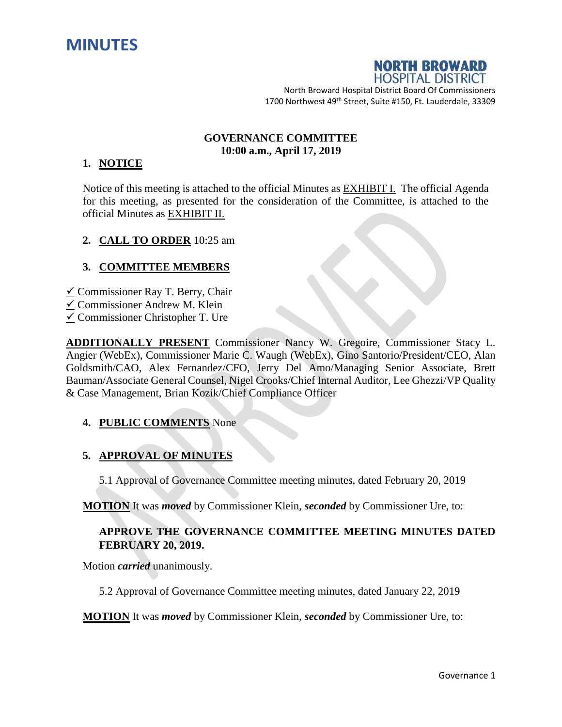# MINUTES

**NORTH BROWARD HOSPITAL DISTRICT**

North Broward Hospital District Board Of Commissioners
1700 Northwest 49th Street, Suite #150, Ft. Lauderdale, 33309

**GOVERNANCE COMMITTEE**
**10:00 a.m., April 17, 2019**

## 1. NOTICE

Notice of this meeting is attached to the official Minutes as EXHIBIT I. The official Agenda for this meeting, as presented for the consideration of the Committee, is attached to the official Minutes as EXHIBIT II.

## 2. CALL TO ORDER 10:25 am

## 3. COMMITTEE MEMBERS

✓ Commissioner Ray T. Berry, Chair
✓ Commissioner Andrew M. Klein
✓ Commissioner Christopher T. Ure

**ADDITIONALLY PRESENT** Commissioner Nancy W. Gregoire, Commissioner Stacy L. Angier (WebEx), Commissioner Marie C. Waugh (WebEx), Gino Santorio/President/CEO, Alan Goldsmith/CAO, Alex Fernandez/CFO, Jerry Del Amo/Managing Senior Associate, Brett Bauman/Associate General Counsel, Nigel Crooks/Chief Internal Auditor, Lee Ghezzi/VP Quality & Case Management, Brian Kozik/Chief Compliance Officer

## 4. PUBLIC COMMENTS None

## 5. APPROVAL OF MINUTES

5.1 Approval of Governance Committee meeting minutes, dated February 20, 2019

**MOTION** It was ***moved*** by Commissioner Klein, ***seconded*** by Commissioner Ure, to:

**APPROVE THE GOVERNANCE COMMITTEE MEETING MINUTES DATED FEBRUARY 20, 2019.**

Motion ***carried*** unanimously.

5.2 Approval of Governance Committee meeting minutes, dated January 22, 2019

**MOTION** It was ***moved*** by Commissioner Klein, ***seconded*** by Commissioner Ure, to: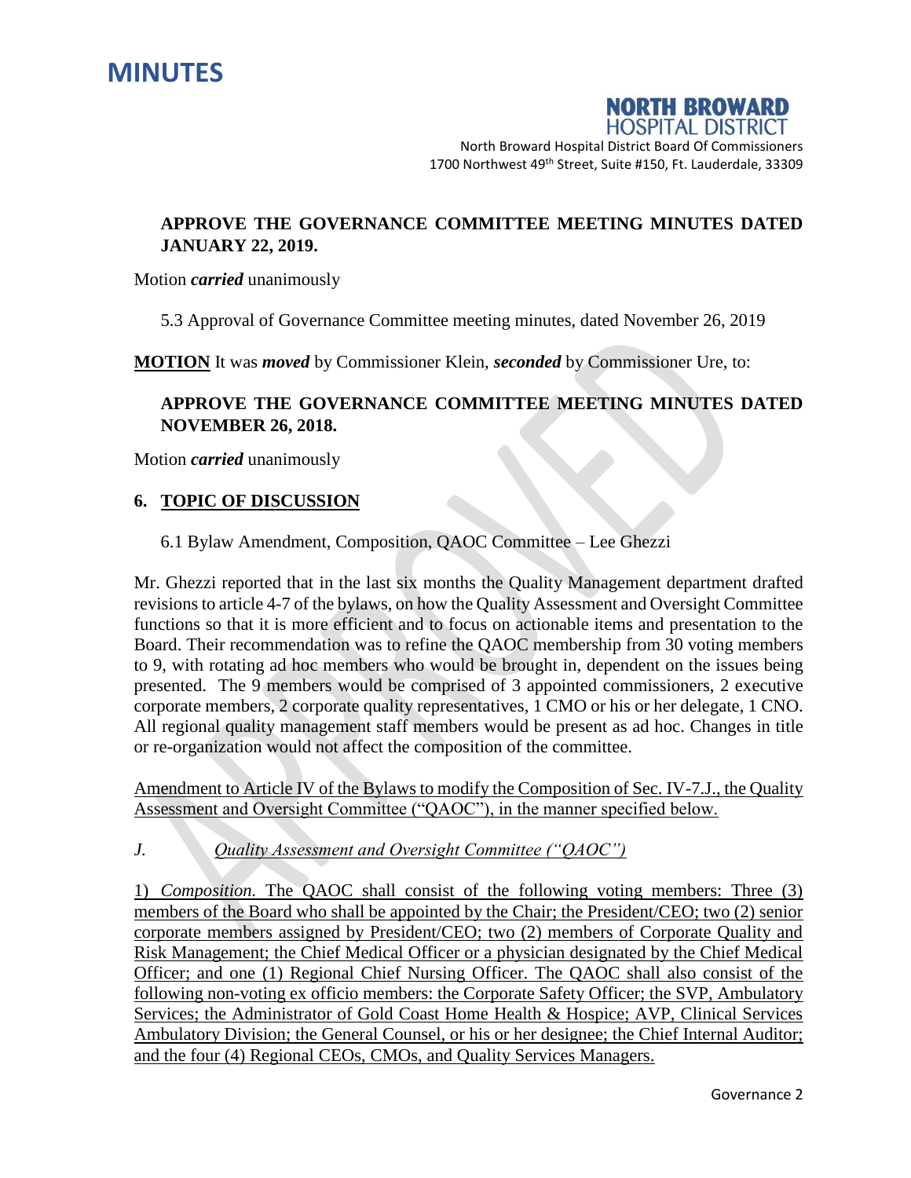# MINUTES

**NORTH BROWARD HOSPITAL DISTRICT**

North Broward Hospital District Board Of Commissioners
1700 Northwest 49th Street, Suite #150, Ft. Lauderdale, 33309

**APPROVE THE GOVERNANCE COMMITTEE MEETING MINUTES DATED JANUARY 22, 2019.**

Motion ***carried*** unanimously

5.3 Approval of Governance Committee meeting minutes, dated November 26, 2019

**MOTION** It was ***moved*** by Commissioner Klein, ***seconded*** by Commissioner Ure, to:

**APPROVE THE GOVERNANCE COMMITTEE MEETING MINUTES DATED NOVEMBER 26, 2018.**

Motion ***carried*** unanimously

## 6. TOPIC OF DISCUSSION

6.1 Bylaw Amendment, Composition, QAOC Committee – Lee Ghezzi

Mr. Ghezzi reported that in the last six months the Quality Management department drafted revisions to article 4-7 of the bylaws, on how the Quality Assessment and Oversight Committee functions so that it is more efficient and to focus on actionable items and presentation to the Board. Their recommendation was to refine the QAOC membership from 30 voting members to 9, with rotating ad hoc members who would be brought in, dependent on the issues being presented. The 9 members would be comprised of 3 appointed commissioners, 2 executive corporate members, 2 corporate quality representatives, 1 CMO or his or her delegate, 1 CNO. All regional quality management staff members would be present as ad hoc. Changes in title or re-organization would not affect the composition of the committee.

<u>Amendment to Article IV of the Bylaws to modify the Composition of Sec. IV-7.J., the Quality Assessment and Oversight Committee ("QAOC"), in the manner specified below.</u>

*J.* *<u>Quality Assessment and Oversight Committee ("QAOC")</u>*

<u>1) *Composition.* The QAOC shall consist of the following voting members: Three (3) members of the Board who shall be appointed by the Chair; the President/CEO; two (2) senior corporate members assigned by President/CEO; two (2) members of Corporate Quality and Risk Management; the Chief Medical Officer or a physician designated by the Chief Medical Officer; and one (1) Regional Chief Nursing Officer. The QAOC shall also consist of the following non-voting ex officio members: the Corporate Safety Officer; the SVP, Ambulatory Services; the Administrator of Gold Coast Home Health & Hospice; AVP, Clinical Services Ambulatory Division; the General Counsel, or his or her designee; the Chief Internal Auditor; and the four (4) Regional CEOs, CMOs, and Quality Services Managers.</u>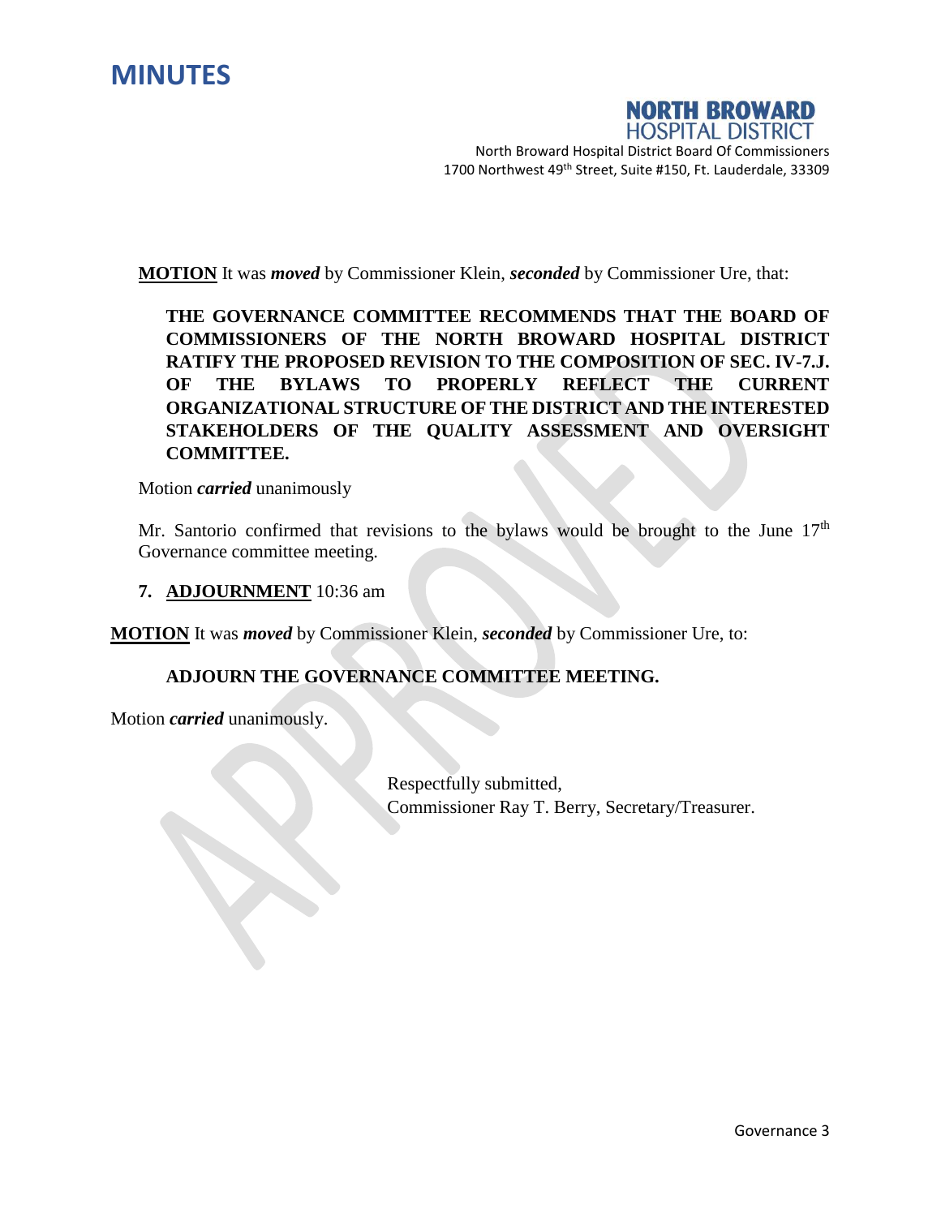**MOTION** It was ***moved*** by Commissioner Klein, ***seconded*** by Commissioner Ure, that:

**THE GOVERNANCE COMMITTEE RECOMMENDS THAT THE BOARD OF COMMISSIONERS OF THE NORTH BROWARD HOSPITAL DISTRICT RATIFY THE PROPOSED REVISION TO THE COMPOSITION OF SEC. IV-7.J. OF THE BYLAWS TO PROPERLY REFLECT THE CURRENT ORGANIZATIONAL STRUCTURE OF THE DISTRICT AND THE INTERESTED STAKEHOLDERS OF THE QUALITY ASSESSMENT AND OVERSIGHT COMMITTEE.**

Motion ***carried*** unanimously

Mr. Santorio confirmed that revisions to the bylaws would be brought to the June 17th Governance committee meeting.

**7. ADJOURNMENT** 10:36 am

**MOTION** It was ***moved*** by Commissioner Klein, ***seconded*** by Commissioner Ure, to:

**ADJOURN THE GOVERNANCE COMMITTEE MEETING.**

Motion ***carried*** unanimously.

Respectfully submitted,
Commissioner Ray T. Berry, Secretary/Treasurer.